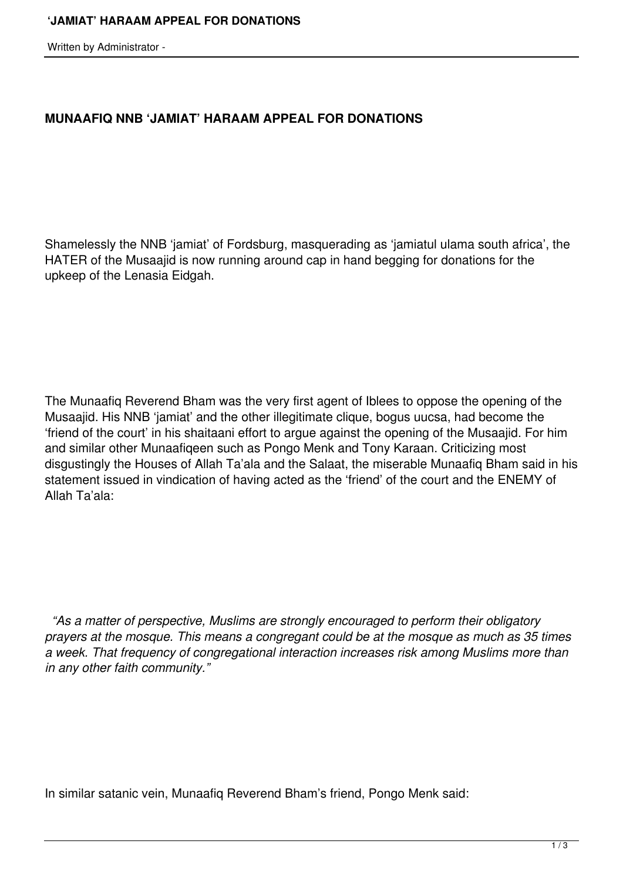## MUNAAFIQ NNB 'JAMIAT' HARAAM APPEAL FOR DONATIONS

Shamelessly the NNB 'jamiat' of Fordsburg, masquerading as 'jamiatul ulama south africa', the HATER of the Musaajid is now running around cap in hand begging for donations for the upkeep of the Lenasia Eidgah.

The Munaafiq Reverend Bham was the very first agent of Iblees to oppose the opening of the Musaajid. His NNB 'jamiat' and the other illegitimate clique, bogus uucsa, had become the 'friend of the court' in his shaitaani effort to argue against the opening of the Musaajid. For him and similar other Munaafiqeen such as Pongo Menk and Tony Karaan. Criticizing most disgustingly the Houses of Allah Ta'ala and the Salaat, the miserable Munaafiq Bham said in his statement issued in vindication of having acted as the 'friend' of the court and the ENEMY of Allah Ta'ala:

*"As a matter of perspective, Muslims are strongly encouraged to perform their obligatory prayers at the mosque. This means a congregant could be at the mosque as much as 35 times a week. That frequency of congregational interaction increases risk among Muslims more than in any other faith community."*

In similar satanic vein, Munaafiq Reverend Bham's friend, Pongo Menk said: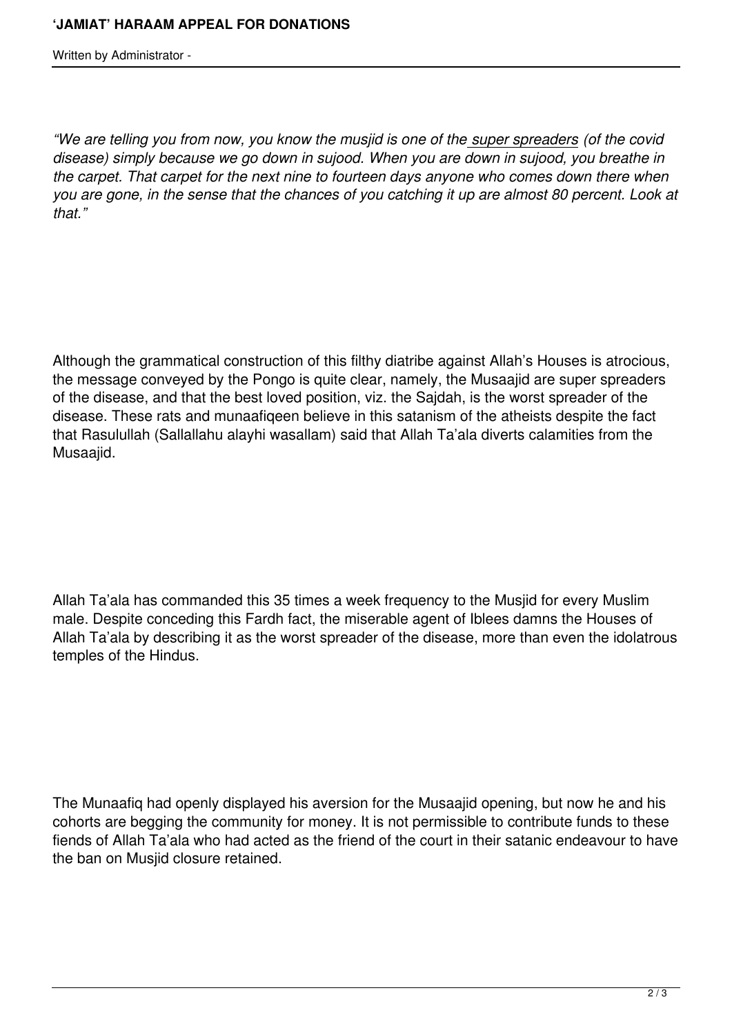*"We are telling you from now, you know the musjid is one of the super spreaders (of the covid disease) simply because we go down in sujood. When you are down in sujood, you breathe in the carpet. That carpet for the next nine to fourteen days anyone who comes down there when you are gone, in the sense that the chances of you catching it up are almost 80 percent. Look at that."*

Although the grammatical construction of this filthy diatribe against Allah's Houses is atrocious, the message conveyed by the Pongo is quite clear, namely, the Musaajid are super spreaders of the disease, and that the best loved position, viz. the Sajdah, is the worst spreader of the disease. These rats and munaafiqeen believe in this satanism of the atheists despite the fact that Rasulullah (Sallallahu alayhi wasallam) said that Allah Ta'ala diverts calamities from the Musaajid.

Allah Ta'ala has commanded this 35 times a week frequency to the Musjid for every Muslim male. Despite conceding this Fardh fact, the miserable agent of Iblees damns the Houses of Allah Ta'ala by describing it as the worst spreader of the disease, more than even the idolatrous temples of the Hindus.

The Munaafiq had openly displayed his aversion for the Musaajid opening, but now he and his cohorts are begging the community for money. It is not permissible to contribute funds to these fiends of Allah Ta'ala who had acted as the friend of the court in their satanic endeavour to have the ban on Musjid closure retained.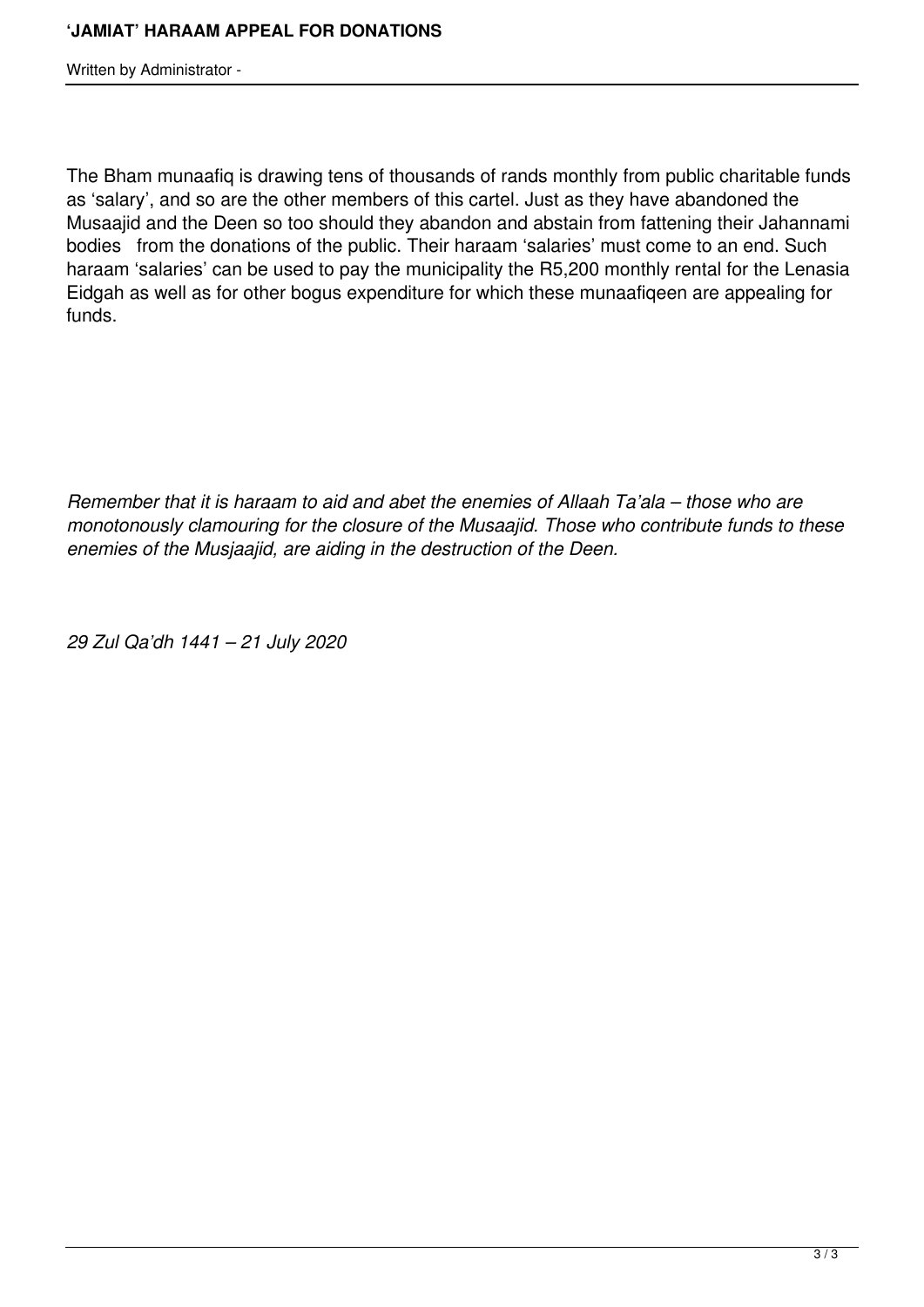The Bham munaafiq is drawing tens of thousands of rands monthly from public charitable funds as 'salary', and so are the other members of this cartel. Just as they have abandoned the Musaajid and the Deen so too should they abandon and abstain from fattening their Jahannami bodies from the donations of the public. Their haraam 'salaries' must come to an end. Such haraam 'salaries' can be used to pay the municipality the R5,200 monthly rental for the Lenasia Eidgah as well as for other bogus expenditure for which these munaafiqeen are appealing for funds.

*Remember that it is haraam to aid and abet the enemies of Allaah Ta'ala – those who are monotonously clamouring for the closure of the Musaajid. Those who contribute funds to these enemies of the Musjaajid, are aiding in the destruction of the Deen.*

*29 Zul Qa'dh 1441 – 21 July 2020*